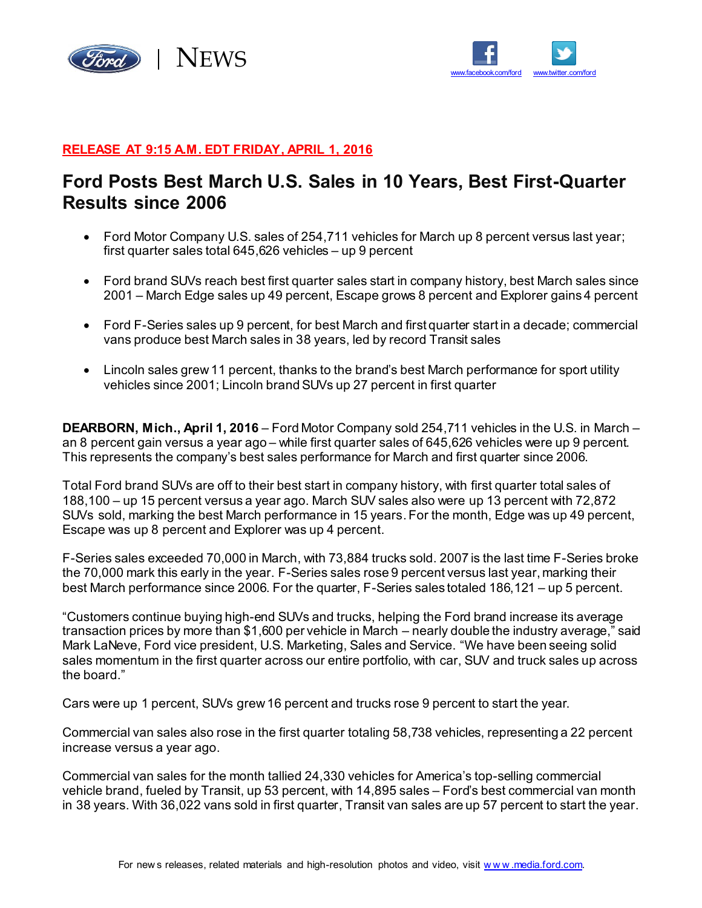NEWS

www.facebook.com/ford www.twitter.com/ford

**RELEASE AT 9:15 A.M. EDT FRIDAY, APRIL 1, 2016**

# Ford Posts Best March U.S. Sales in 10 Years, Best First-Quarter Results since 2006

- Ford Motor Company U.S. sales of 254,711 vehicles for March up 8 percent versus last year; first quarter sales total 645,626 vehicles – up 9 percent
- Ford brand SUVs reach best first quarter sales start in company history, best March sales since 2001 – March Edge sales up 49 percent, Escape grows 8 percent and Explorer gains 4 percent
- Ford F-Series sales up 9 percent, for best March and first quarter start in a decade; commercial vans produce best March sales in 38 years, led by record Transit sales
- Lincoln sales grew 11 percent, thanks to the brand's best March performance for sport utility vehicles since 2001; Lincoln brand SUVs up 27 percent in first quarter

**DEARBORN, Mich., April 1, 2016** – Ford Motor Company sold 254,711 vehicles in the U.S. in March – an 8 percent gain versus a year ago – while first quarter sales of 645,626 vehicles were up 9 percent. This represents the company's best sales performance for March and first quarter since 2006.

Total Ford brand SUVs are off to their best start in company history, with first quarter total sales of 188,100 – up 15 percent versus a year ago. March SUV sales also were up 13 percent with 72,872 SUVs sold, marking the best March performance in 15 years. For the month, Edge was up 49 percent, Escape was up 8 percent and Explorer was up 4 percent.

F-Series sales exceeded 70,000 in March, with 73,884 trucks sold. 2007 is the last time F-Series broke the 70,000 mark this early in the year. F-Series sales rose 9 percent versus last year, marking their best March performance since 2006. For the quarter, F-Series sales totaled 186,121 – up 5 percent.

"Customers continue buying high-end SUVs and trucks, helping the Ford brand increase its average transaction prices by more than $1,600 per vehicle in March – nearly double the industry average," said Mark LaNeve, Ford vice president, U.S. Marketing, Sales and Service. "We have been seeing solid sales momentum in the first quarter across our entire portfolio, with car, SUV and truck sales up across the board."

Cars were up 1 percent, SUVs grew 16 percent and trucks rose 9 percent to start the year.

Commercial van sales also rose in the first quarter totaling 58,738 vehicles, representing a 22 percent increase versus a year ago.

Commercial van sales for the month tallied 24,330 vehicles for America's top-selling commercial vehicle brand, fueled by Transit, up 53 percent, with 14,895 sales – Ford's best commercial van month in 38 years. With 36,022 vans sold in first quarter, Transit van sales are up 57 percent to start the year.

For news releases, related materials and high-resolution photos and video, visit www.media.ford.com.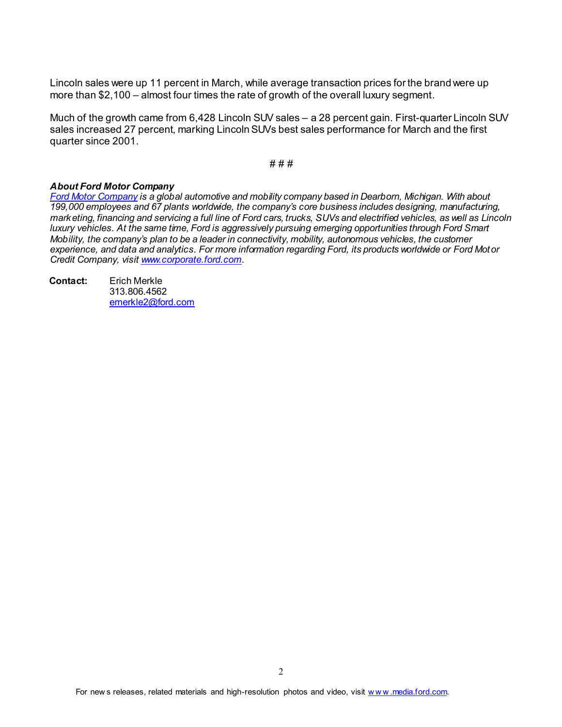Lincoln sales were up 11 percent in March, while average transaction prices for the brand were up more than $2,100 – almost four times the rate of growth of the overall luxury segment.

Much of the growth came from 6,428 Lincoln SUV sales – a 28 percent gain. First-quarter Lincoln SUV sales increased 27 percent, marking Lincoln SUVs best sales performance for March and the first quarter since 2001.

# # #

***About Ford Motor Company***

*[Ford Motor Company](http://www.corporate.ford.com) is a global automotive and mobility company based in Dearborn, Michigan. With about 199,000 employees and 67 plants worldwide, the company's core business includes designing, manufacturing, marketing, financing and servicing a full line of Ford cars, trucks, SUVs and electrified vehicles, as well as Lincoln luxury vehicles. At the same time, Ford is aggressively pursuing emerging opportunities through Ford Smart Mobility, the company's plan to be a leader in connectivity, mobility, autonomous vehicles, the customer experience, and data and analytics. For more information regarding Ford, its products worldwide or Ford Motor Credit Company, visit [www.corporate.ford.com](http://www.corporate.ford.com).*

**Contact:** Erich Merkle
313.806.4562
[emerkle2@ford.com](mailto:emerkle2@ford.com)

For news releases, related materials and high-resolution photos and video, visit [www.media.ford.com](http://www.media.ford.com).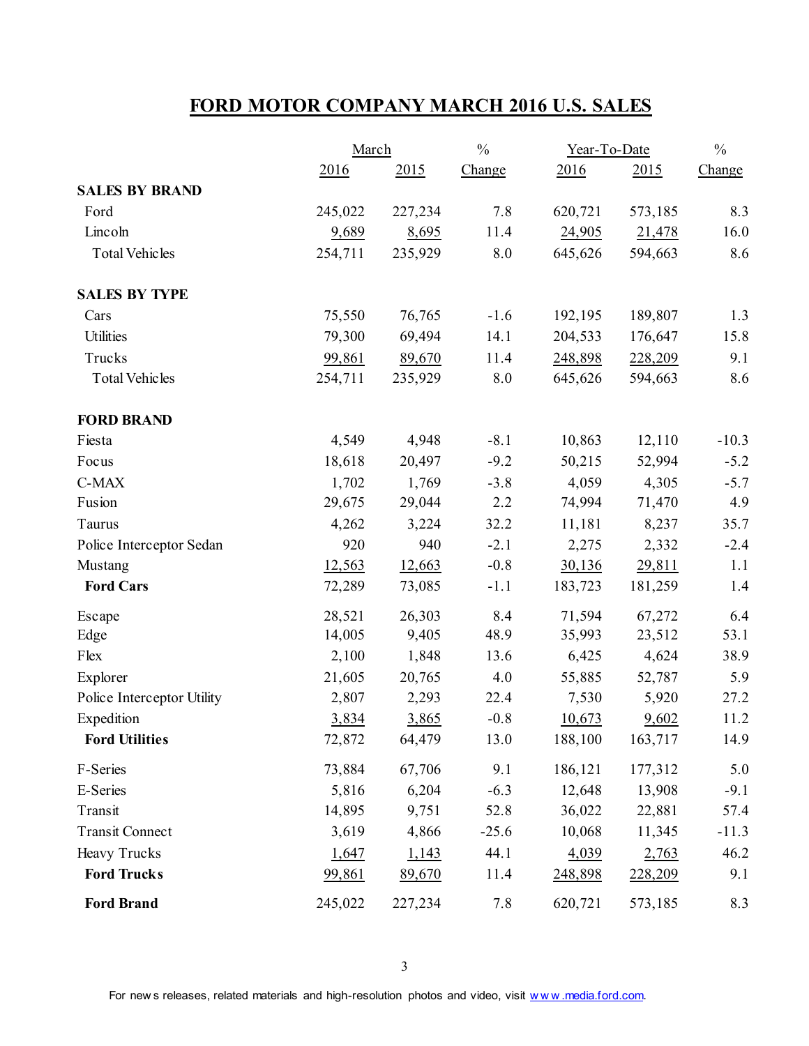# FORD MOTOR COMPANY MARCH 2016 U.S. SALES

| | March | | % | Year-To-Date | | % |
|---|---|---|---|---|---|---|
| | 2016 | 2015 | Change | 2016 | 2015 | Change |
| **SALES BY BRAND** | | | | | | |
| Ford | 245,022 | 227,234 | 7.8 | 620,721 | 573,185 | 8.3 |
| Lincoln | 9,689 | 8,695 | 11.4 | 24,905 | 21,478 | 16.0 |
| Total Vehicles | 254,711 | 235,929 | 8.0 | 645,626 | 594,663 | 8.6 |
| **SALES BY TYPE** | | | | | | |
| Cars | 75,550 | 76,765 | -1.6 | 192,195 | 189,807 | 1.3 |
| Utilities | 79,300 | 69,494 | 14.1 | 204,533 | 176,647 | 15.8 |
| Trucks | 99,861 | 89,670 | 11.4 | 248,898 | 228,209 | 9.1 |
| Total Vehicles | 254,711 | 235,929 | 8.0 | 645,626 | 594,663 | 8.6 |
| **FORD BRAND** | | | | | | |
| Fiesta | 4,549 | 4,948 | -8.1 | 10,863 | 12,110 | -10.3 |
| Focus | 18,618 | 20,497 | -9.2 | 50,215 | 52,994 | -5.2 |
| C-MAX | 1,702 | 1,769 | -3.8 | 4,059 | 4,305 | -5.7 |
| Fusion | 29,675 | 29,044 | 2.2 | 74,994 | 71,470 | 4.9 |
| Taurus | 4,262 | 3,224 | 32.2 | 11,181 | 8,237 | 35.7 |
| Police Interceptor Sedan | 920 | 940 | -2.1 | 2,275 | 2,332 | -2.4 |
| Mustang | 12,563 | 12,663 | -0.8 | 30,136 | 29,811 | 1.1 |
| **Ford Cars** | 72,289 | 73,085 | -1.1 | 183,723 | 181,259 | 1.4 |
| Escape | 28,521 | 26,303 | 8.4 | 71,594 | 67,272 | 6.4 |
| Edge | 14,005 | 9,405 | 48.9 | 35,993 | 23,512 | 53.1 |
| Flex | 2,100 | 1,848 | 13.6 | 6,425 | 4,624 | 38.9 |
| Explorer | 21,605 | 20,765 | 4.0 | 55,885 | 52,787 | 5.9 |
| Police Interceptor Utility | 2,807 | 2,293 | 22.4 | 7,530 | 5,920 | 27.2 |
| Expedition | 3,834 | 3,865 | -0.8 | 10,673 | 9,602 | 11.2 |
| **Ford Utilities** | 72,872 | 64,479 | 13.0 | 188,100 | 163,717 | 14.9 |
| F-Series | 73,884 | 67,706 | 9.1 | 186,121 | 177,312 | 5.0 |
| E-Series | 5,816 | 6,204 | -6.3 | 12,648 | 13,908 | -9.1 |
| Transit | 14,895 | 9,751 | 52.8 | 36,022 | 22,881 | 57.4 |
| Transit Connect | 3,619 | 4,866 | -25.6 | 10,068 | 11,345 | -11.3 |
| Heavy Trucks | 1,647 | 1,143 | 44.1 | 4,039 | 2,763 | 46.2 |
| **Ford Trucks** | 99,861 | 89,670 | 11.4 | 248,898 | 228,209 | 9.1 |
| **Ford Brand** | 245,022 | 227,234 | 7.8 | 620,721 | 573,185 | 8.3 |

For news releases, related materials and high-resolution photos and video, visit www.media.ford.com.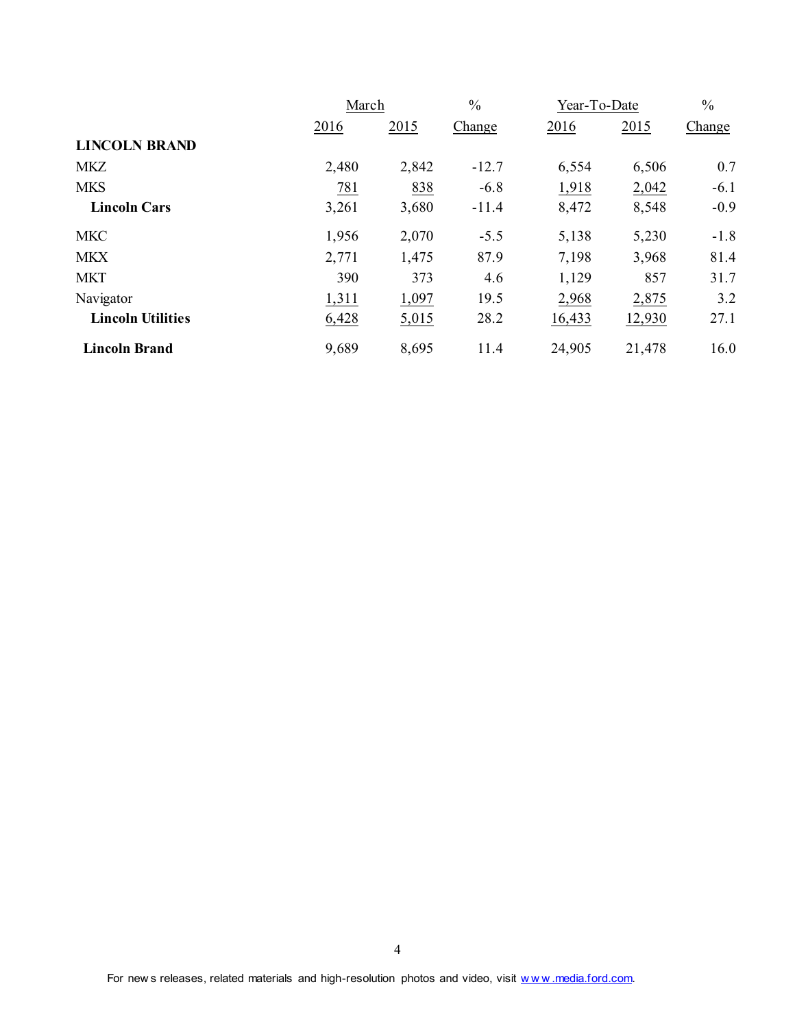| | March | | % | Year-To-Date | | % |
| --- | --- | --- | --- | --- | --- | --- |
| | 2016 | 2015 | Change | 2016 | 2015 | Change |
| **LINCOLN BRAND** | | | | | | |
| MKZ | 2,480 | 2,842 | -12.7 | 6,554 | 6,506 | 0.7 |
| MKS | 781 | 838 | -6.8 | 1,918 | 2,042 | -6.1 |
| **Lincoln Cars** | 3,261 | 3,680 | -11.4 | 8,472 | 8,548 | -0.9 |
| MKC | 1,956 | 2,070 | -5.5 | 5,138 | 5,230 | -1.8 |
| MKX | 2,771 | 1,475 | 87.9 | 7,198 | 3,968 | 81.4 |
| MKT | 390 | 373 | 4.6 | 1,129 | 857 | 31.7 |
| Navigator | 1,311 | 1,097 | 19.5 | 2,968 | 2,875 | 3.2 |
| **Lincoln Utilities** | 6,428 | 5,015 | 28.2 | 16,433 | 12,930 | 27.1 |
| **Lincoln Brand** | 9,689 | 8,695 | 11.4 | 24,905 | 21,478 | 16.0 |

For news releases, related materials and high-resolution photos and video, visit www.media.ford.com.